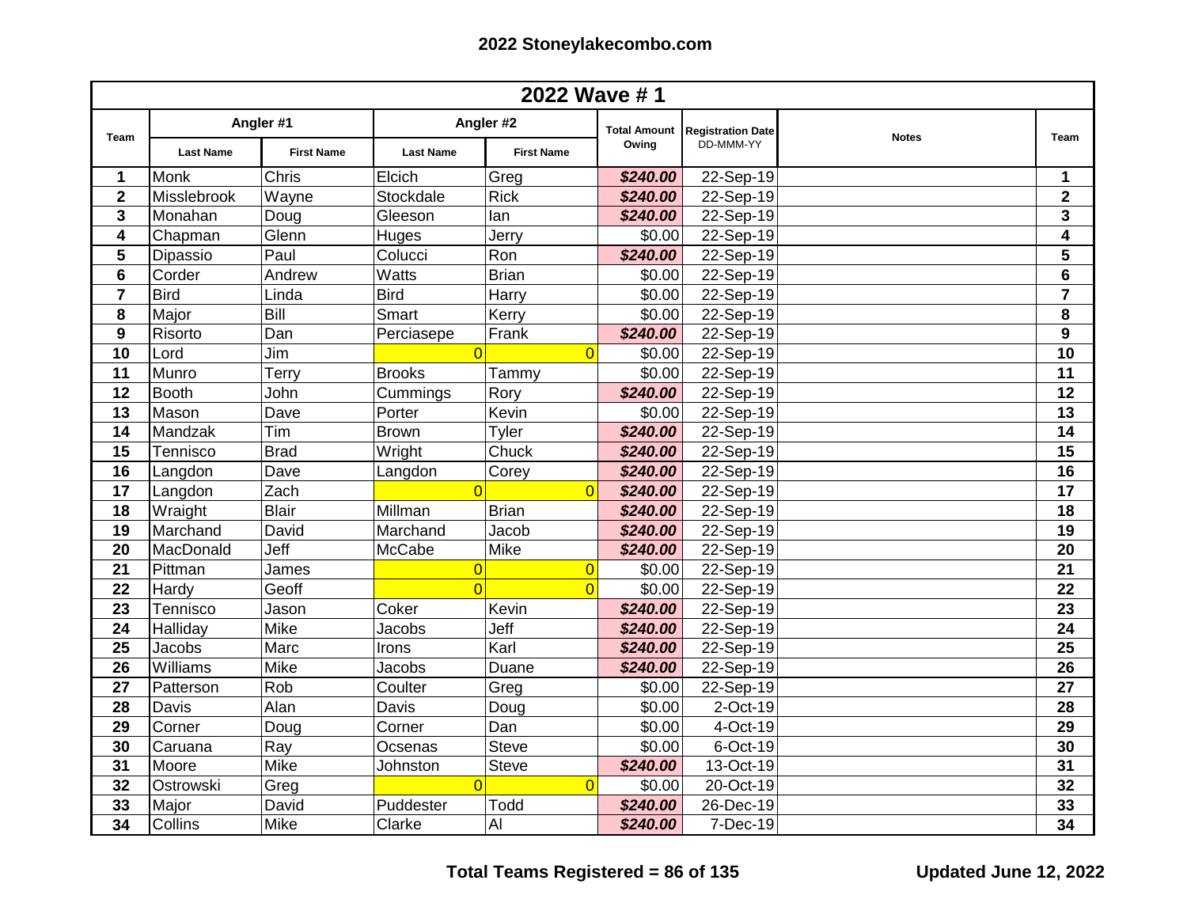## 2022 Stoneylakecombo.com

| 2022 Wave # 1 | | | | | | | | |
|---|---|---|---|---|---|---|---|---|
| Team | Angler #1 | | Angler #2 | | Total Amount Owing | Registration Date DD-MMM-YY | Notes | Team |
| | Last Name | First Name | Last Name | First Name | | | | |
| 1 | Monk | Chris | Elcich | Greg | ***$240.00*** | 22-Sep-19 | | 1 |
| 2 | Misslebrook | Wayne | Stockdale | Rick | ***$240.00*** | 22-Sep-19 | | 2 |
| 3 | Monahan | Doug | Gleeson | Ian | ***$240.00*** | 22-Sep-19 | | 3 |
| 4 | Chapman | Glenn | Huges | Jerry | $0.00 | 22-Sep-19 | | 4 |
| 5 | Dipassio | Paul | Colucci | Ron | ***$240.00*** | 22-Sep-19 | | 5 |
| 6 | Corder | Andrew | Watts | Brian | $0.00 | 22-Sep-19 | | 6 |
| 7 | Bird | Linda | Bird | Harry | $0.00 | 22-Sep-19 | | 7 |
| 8 | Major | Bill | Smart | Kerry | $0.00 | 22-Sep-19 | | 8 |
| 9 | Risorto | Dan | Perciasepe | Frank | ***$240.00*** | 22-Sep-19 | | 9 |
| 10 | Lord | Jim | 0 | 0 | $0.00 | 22-Sep-19 | | 10 |
| 11 | Munro | Terry | Brooks | Tammy | $0.00 | 22-Sep-19 | | 11 |
| 12 | Booth | John | Cummings | Rory | ***$240.00*** | 22-Sep-19 | | 12 |
| 13 | Mason | Dave | Porter | Kevin | $0.00 | 22-Sep-19 | | 13 |
| 14 | Mandzak | Tim | Brown | Tyler | ***$240.00*** | 22-Sep-19 | | 14 |
| 15 | Tennisco | Brad | Wright | Chuck | ***$240.00*** | 22-Sep-19 | | 15 |
| 16 | Langdon | Dave | Langdon | Corey | ***$240.00*** | 22-Sep-19 | | 16 |
| 17 | Langdon | Zach | 0 | 0 | ***$240.00*** | 22-Sep-19 | | 17 |
| 18 | Wraight | Blair | Millman | Brian | ***$240.00*** | 22-Sep-19 | | 18 |
| 19 | Marchand | David | Marchand | Jacob | ***$240.00*** | 22-Sep-19 | | 19 |
| 20 | MacDonald | Jeff | McCabe | Mike | ***$240.00*** | 22-Sep-19 | | 20 |
| 21 | Pittman | James | 0 | 0 | $0.00 | 22-Sep-19 | | 21 |
| 22 | Hardy | Geoff | 0 | 0 | $0.00 | 22-Sep-19 | | 22 |
| 23 | Tennisco | Jason | Coker | Kevin | ***$240.00*** | 22-Sep-19 | | 23 |
| 24 | Halliday | Mike | Jacobs | Jeff | ***$240.00*** | 22-Sep-19 | | 24 |
| 25 | Jacobs | Marc | Irons | Karl | ***$240.00*** | 22-Sep-19 | | 25 |
| 26 | Williams | Mike | Jacobs | Duane | ***$240.00*** | 22-Sep-19 | | 26 |
| 27 | Patterson | Rob | Coulter | Greg | $0.00 | 22-Sep-19 | | 27 |
| 28 | Davis | Alan | Davis | Doug | $0.00 | 2-Oct-19 | | 28 |
| 29 | Corner | Doug | Corner | Dan | $0.00 | 4-Oct-19 | | 29 |
| 30 | Caruana | Ray | Ocsenas | Steve | $0.00 | 6-Oct-19 | | 30 |
| 31 | Moore | Mike | Johnston | Steve | ***$240.00*** | 13-Oct-19 | | 31 |
| 32 | Ostrowski | Greg | 0 | 0 | $0.00 | 20-Oct-19 | | 32 |
| 33 | Major | David | Puddester | Todd | ***$240.00*** | 26-Dec-19 | | 33 |
| 34 | Collins | Mike | Clarke | Al | ***$240.00*** | 7-Dec-19 | | 34 |

**Total Teams Registered = 86 of 135**

**Updated June 12, 2022**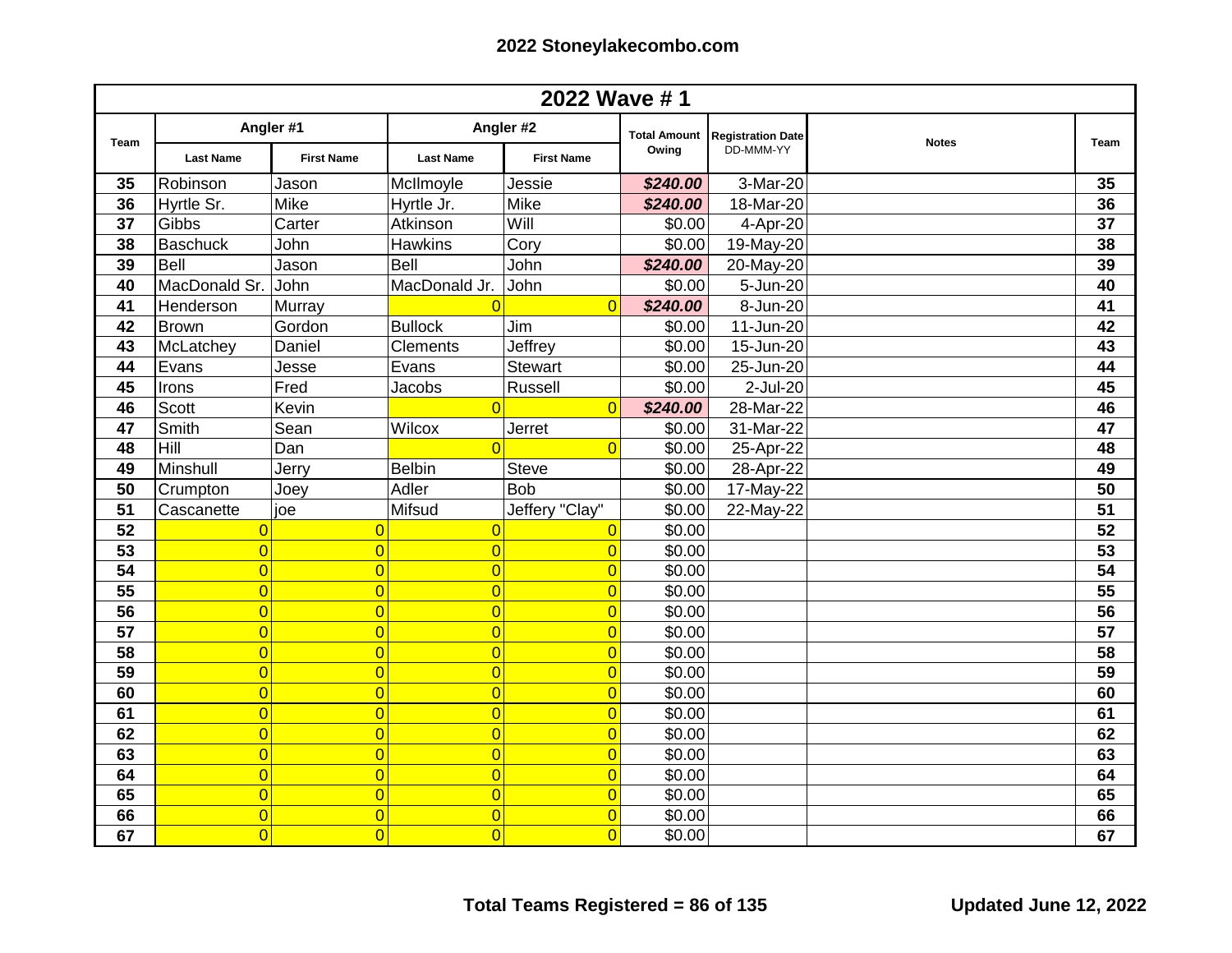## 2022 Stoneylakecombo.com

| Team | Angler #1 | | Angler #2 | | Total Amount Owing | Registration Date DD-MMM-YY | Notes | Team |
|---|---|---|---|---|---|---|---|---|
| | **2022 Wave # 1** | | | | | | | |
| | Last Name | First Name | Last Name | First Name | | | | |
| 35 | Robinson | Jason | McIlmoyle | Jessie | ***$240.00*** | 3-Mar-20 | | 35 |
| 36 | Hyrtle Sr. | Mike | Hyrtle Jr. | Mike | ***$240.00*** | 18-Mar-20 | | 36 |
| 37 | Gibbs | Carter | Atkinson | Will | $0.00 | 4-Apr-20 | | 37 |
| 38 | Baschuck | John | Hawkins | Cory | $0.00 | 19-May-20 | | 38 |
| 39 | Bell | Jason | Bell | John | ***$240.00*** | 20-May-20 | | 39 |
| 40 | MacDonald Sr. | John | MacDonald Jr. | John | $0.00 | 5-Jun-20 | | 40 |
| 41 | Henderson | Murray | 0 | 0 | ***$240.00*** | 8-Jun-20 | | 41 |
| 42 | Brown | Gordon | Bullock | Jim | $0.00 | 11-Jun-20 | | 42 |
| 43 | McLatchey | Daniel | Clements | Jeffrey | $0.00 | 15-Jun-20 | | 43 |
| 44 | Evans | Jesse | Evans | Stewart | $0.00 | 25-Jun-20 | | 44 |
| 45 | Irons | Fred | Jacobs | Russell | $0.00 | 2-Jul-20 | | 45 |
| 46 | Scott | Kevin | 0 | 0 | ***$240.00*** | 28-Mar-22 | | 46 |
| 47 | Smith | Sean | Wilcox | Jerret | $0.00 | 31-Mar-22 | | 47 |
| 48 | Hill | Dan | 0 | 0 | $0.00 | 25-Apr-22 | | 48 |
| 49 | Minshull | Jerry | Belbin | Steve | $0.00 | 28-Apr-22 | | 49 |
| 50 | Crumpton | Joey | Adler | Bob | $0.00 | 17-May-22 | | 50 |
| 51 | Cascanette | joe | Mifsud | Jeffery "Clay" | $0.00 | 22-May-22 | | 51 |
| 52 | 0 | 0 | 0 | 0 | $0.00 | | | 52 |
| 53 | 0 | 0 | 0 | 0 | $0.00 | | | 53 |
| 54 | 0 | 0 | 0 | 0 | $0.00 | | | 54 |
| 55 | 0 | 0 | 0 | 0 | $0.00 | | | 55 |
| 56 | 0 | 0 | 0 | 0 | $0.00 | | | 56 |
| 57 | 0 | 0 | 0 | 0 | $0.00 | | | 57 |
| 58 | 0 | 0 | 0 | 0 | $0.00 | | | 58 |
| 59 | 0 | 0 | 0 | 0 | $0.00 | | | 59 |
| 60 | 0 | 0 | 0 | 0 | $0.00 | | | 60 |
| 61 | 0 | 0 | 0 | 0 | $0.00 | | | 61 |
| 62 | 0 | 0 | 0 | 0 | $0.00 | | | 62 |
| 63 | 0 | 0 | 0 | 0 | $0.00 | | | 63 |
| 64 | 0 | 0 | 0 | 0 | $0.00 | | | 64 |
| 65 | 0 | 0 | 0 | 0 | $0.00 | | | 65 |
| 66 | 0 | 0 | 0 | 0 | $0.00 | | | 66 |
| 67 | 0 | 0 | 0 | 0 | $0.00 | | | 67 |

**Total Teams Registered = 86 of 135**

**Updated June 12, 2022**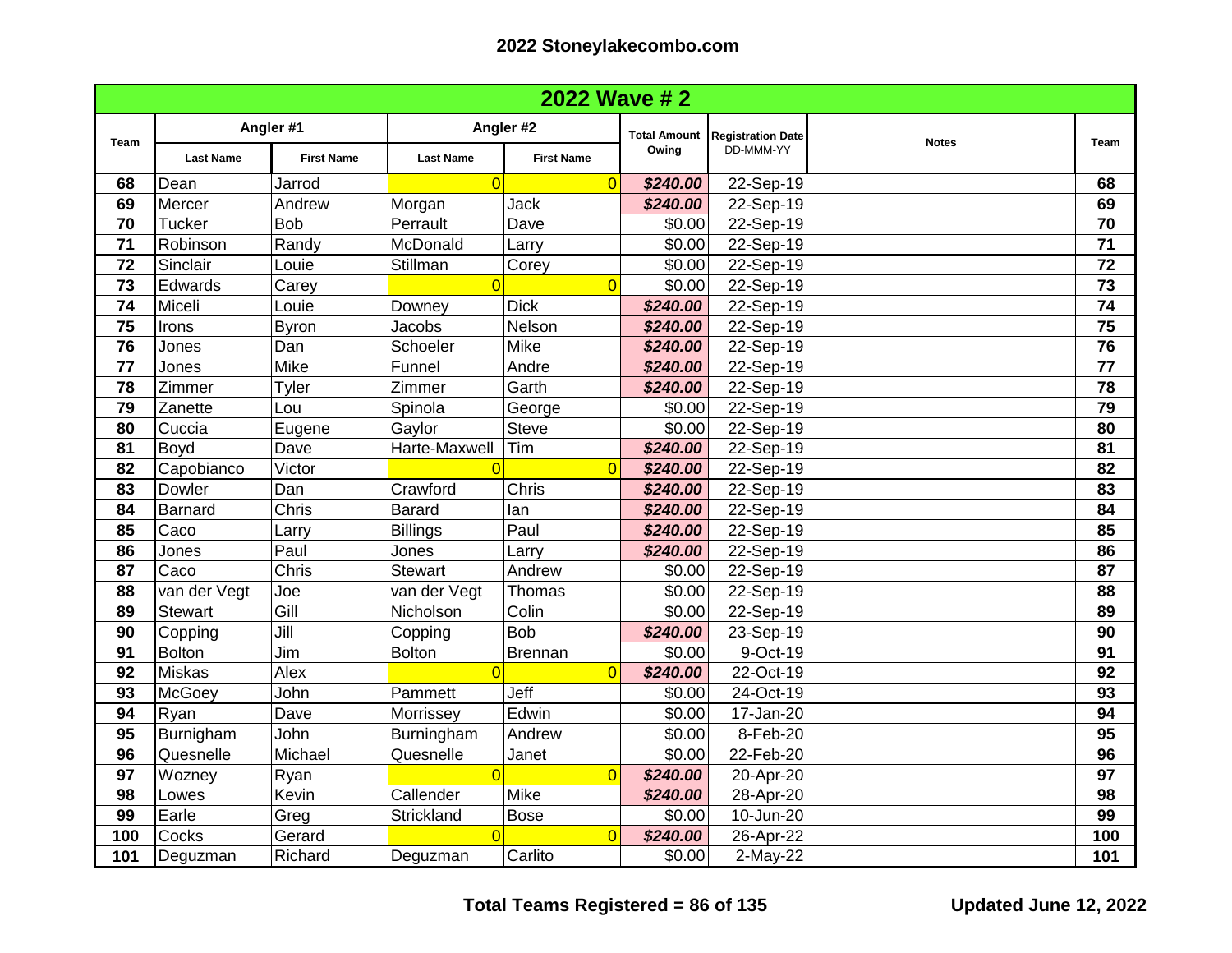## 2022 Stoneylakecombo.com

| Team | Angler #1 | | Angler #2 | | Total Amount Owing | Registration Date DD-MMM-YY | Notes | Team |
|---|---|---|---|---|---|---|---|---|
| | Last Name | First Name | Last Name | First Name | | | | |
| **2022 Wave # 2** | | | | | | | | |
| 68 | Dean | Jarrod | 0 | 0 | ***$240.00*** | 22-Sep-19 | | 68 |
| 69 | Mercer | Andrew | Morgan | Jack | ***$240.00*** | 22-Sep-19 | | 69 |
| 70 | Tucker | Bob | Perrault | Dave | $0.00 | 22-Sep-19 | | 70 |
| 71 | Robinson | Randy | McDonald | Larry | $0.00 | 22-Sep-19 | | 71 |
| 72 | Sinclair | Louie | Stillman | Corey | $0.00 | 22-Sep-19 | | 72 |
| 73 | Edwards | Carey | 0 | 0 | $0.00 | 22-Sep-19 | | 73 |
| 74 | Miceli | Louie | Downey | Dick | ***$240.00*** | 22-Sep-19 | | 74 |
| 75 | Irons | Byron | Jacobs | Nelson | ***$240.00*** | 22-Sep-19 | | 75 |
| 76 | Jones | Dan | Schoeler | Mike | ***$240.00*** | 22-Sep-19 | | 76 |
| 77 | Jones | Mike | Funnel | Andre | ***$240.00*** | 22-Sep-19 | | 77 |
| 78 | Zimmer | Tyler | Zimmer | Garth | ***$240.00*** | 22-Sep-19 | | 78 |
| 79 | Zanette | Lou | Spinola | George | $0.00 | 22-Sep-19 | | 79 |
| 80 | Cuccia | Eugene | Gaylor | Steve | $0.00 | 22-Sep-19 | | 80 |
| 81 | Boyd | Dave | Harte-Maxwell | Tim | ***$240.00*** | 22-Sep-19 | | 81 |
| 82 | Capobianco | Victor | 0 | 0 | ***$240.00*** | 22-Sep-19 | | 82 |
| 83 | Dowler | Dan | Crawford | Chris | ***$240.00*** | 22-Sep-19 | | 83 |
| 84 | Barnard | Chris | Barard | Ian | ***$240.00*** | 22-Sep-19 | | 84 |
| 85 | Caco | Larry | Billings | Paul | ***$240.00*** | 22-Sep-19 | | 85 |
| 86 | Jones | Paul | Jones | Larry | ***$240.00*** | 22-Sep-19 | | 86 |
| 87 | Caco | Chris | Stewart | Andrew | $0.00 | 22-Sep-19 | | 87 |
| 88 | van der Vegt | Joe | van der Vegt | Thomas | $0.00 | 22-Sep-19 | | 88 |
| 89 | Stewart | Gill | Nicholson | Colin | $0.00 | 22-Sep-19 | | 89 |
| 90 | Copping | Jill | Copping | Bob | ***$240.00*** | 23-Sep-19 | | 90 |
| 91 | Bolton | Jim | Bolton | Brennan | $0.00 | 9-Oct-19 | | 91 |
| 92 | Miskas | Alex | 0 | 0 | ***$240.00*** | 22-Oct-19 | | 92 |
| 93 | McGoey | John | Pammett | Jeff | $0.00 | 24-Oct-19 | | 93 |
| 94 | Ryan | Dave | Morrissey | Edwin | $0.00 | 17-Jan-20 | | 94 |
| 95 | Burnigham | John | Burningham | Andrew | $0.00 | 8-Feb-20 | | 95 |
| 96 | Quesnelle | Michael | Quesnelle | Janet | $0.00 | 22-Feb-20 | | 96 |
| 97 | Wozney | Ryan | 0 | 0 | ***$240.00*** | 20-Apr-20 | | 97 |
| 98 | Lowes | Kevin | Callender | Mike | ***$240.00*** | 28-Apr-20 | | 98 |
| 99 | Earle | Greg | Strickland | Bose | $0.00 | 10-Jun-20 | | 99 |
| 100 | Cocks | Gerard | 0 | 0 | ***$240.00*** | 26-Apr-22 | | 100 |
| 101 | Deguzman | Richard | Deguzman | Carlito | $0.00 | 2-May-22 | | 101 |

**Total Teams Registered = 86 of 135**

**Updated June 12, 2022**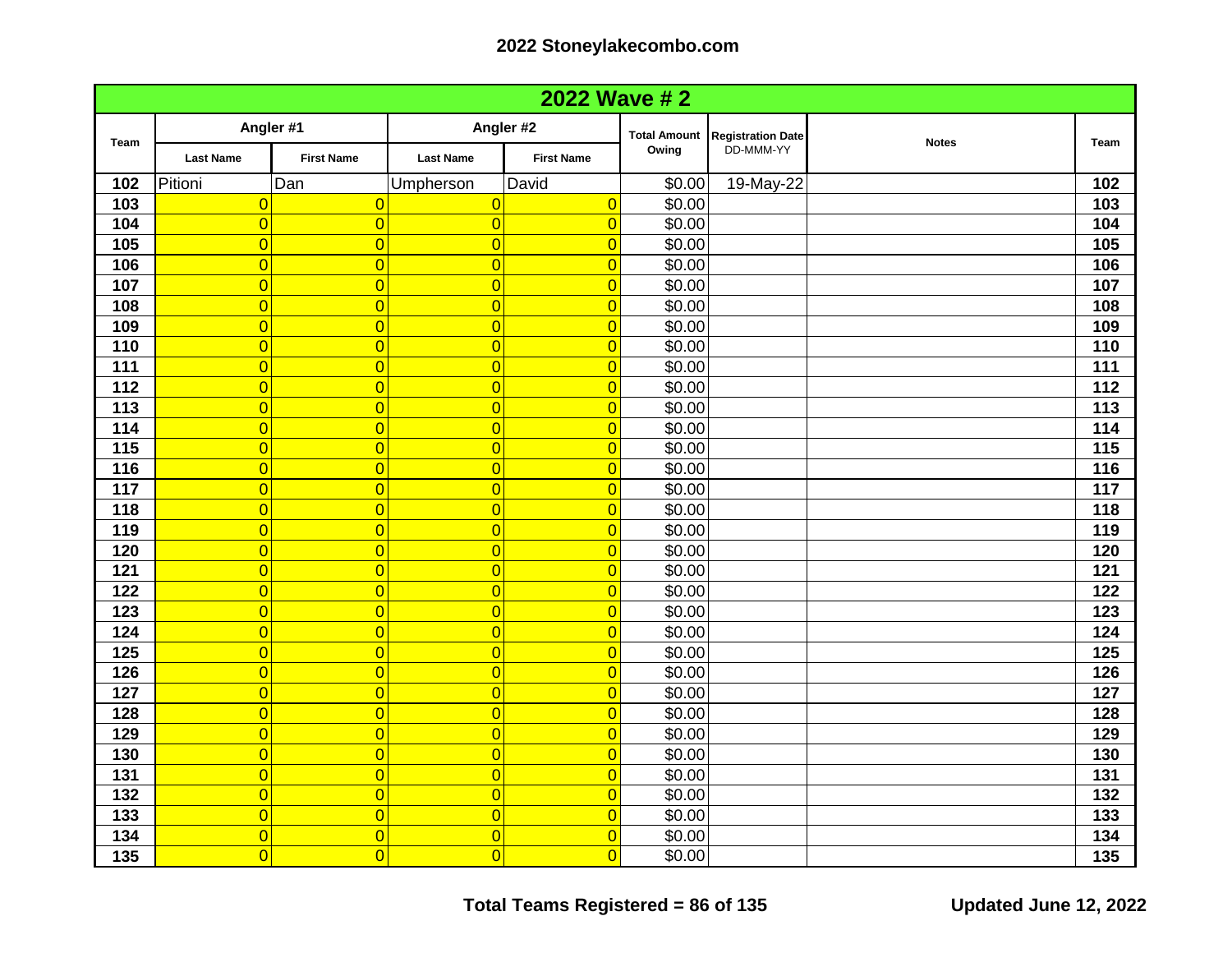## 2022 Stoneylakecombo.com

| 2022 Wave # 2 | | | | | | | | |
|---|---|---|---|---|---|---|---|---|
| Team | Angler #1 | | Angler #2 | | Total Amount Owing | Registration Date DD-MMM-YY | Notes | Team |
| | Last Name | First Name | Last Name | First Name | | | | |
| 102 | Pitioni | Dan | Umpherson | David | $0.00 | 19-May-22 | | 102 |
| 103 | 0 | 0 | 0 | 0 | $0.00 | | | 103 |
| 104 | 0 | 0 | 0 | 0 | $0.00 | | | 104 |
| 105 | 0 | 0 | 0 | 0 | $0.00 | | | 105 |
| 106 | 0 | 0 | 0 | 0 | $0.00 | | | 106 |
| 107 | 0 | 0 | 0 | 0 | $0.00 | | | 107 |
| 108 | 0 | 0 | 0 | 0 | $0.00 | | | 108 |
| 109 | 0 | 0 | 0 | 0 | $0.00 | | | 109 |
| 110 | 0 | 0 | 0 | 0 | $0.00 | | | 110 |
| 111 | 0 | 0 | 0 | 0 | $0.00 | | | 111 |
| 112 | 0 | 0 | 0 | 0 | $0.00 | | | 112 |
| 113 | 0 | 0 | 0 | 0 | $0.00 | | | 113 |
| 114 | 0 | 0 | 0 | 0 | $0.00 | | | 114 |
| 115 | 0 | 0 | 0 | 0 | $0.00 | | | 115 |
| 116 | 0 | 0 | 0 | 0 | $0.00 | | | 116 |
| 117 | 0 | 0 | 0 | 0 | $0.00 | | | 117 |
| 118 | 0 | 0 | 0 | 0 | $0.00 | | | 118 |
| 119 | 0 | 0 | 0 | 0 | $0.00 | | | 119 |
| 120 | 0 | 0 | 0 | 0 | $0.00 | | | 120 |
| 121 | 0 | 0 | 0 | 0 | $0.00 | | | 121 |
| 122 | 0 | 0 | 0 | 0 | $0.00 | | | 122 |
| 123 | 0 | 0 | 0 | 0 | $0.00 | | | 123 |
| 124 | 0 | 0 | 0 | 0 | $0.00 | | | 124 |
| 125 | 0 | 0 | 0 | 0 | $0.00 | | | 125 |
| 126 | 0 | 0 | 0 | 0 | $0.00 | | | 126 |
| 127 | 0 | 0 | 0 | 0 | $0.00 | | | 127 |
| 128 | 0 | 0 | 0 | 0 | $0.00 | | | 128 |
| 129 | 0 | 0 | 0 | 0 | $0.00 | | | 129 |
| 130 | 0 | 0 | 0 | 0 | $0.00 | | | 130 |
| 131 | 0 | 0 | 0 | 0 | $0.00 | | | 131 |
| 132 | 0 | 0 | 0 | 0 | $0.00 | | | 132 |
| 133 | 0 | 0 | 0 | 0 | $0.00 | | | 133 |
| 134 | 0 | 0 | 0 | 0 | $0.00 | | | 134 |
| 135 | 0 | 0 | 0 | 0 | $0.00 | | | 135 |

**Total Teams Registered = 86 of 135**

**Updated June 12, 2022**